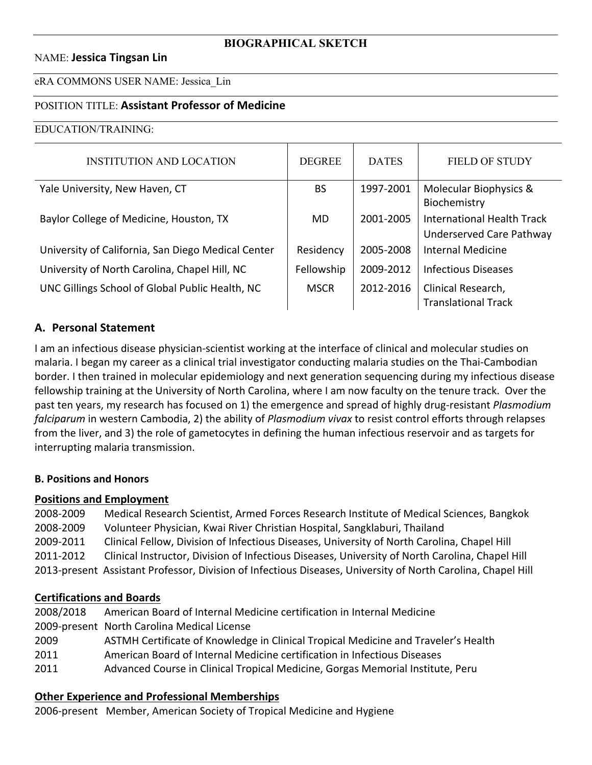# BIOGRAPHICAL SKETCH

NAME: **Jessica Tingsan Lin**

eRA COMMONS USER NAME: Jessica_Lin

POSITION TITLE: **Assistant Professor of Medicine**

EDUCATION/TRAINING:

| INSTITUTION AND LOCATION | DEGREE | DATES | FIELD OF STUDY |
|---|---|---|---|
| Yale University, New Haven, CT | BS | 1997-2001 | Molecular Biophysics & Biochemistry |
| Baylor College of Medicine, Houston, TX | MD | 2001-2005 | International Health Track Underserved Care Pathway |
| University of California, San Diego Medical Center | Residency | 2005-2008 | Internal Medicine |
| University of North Carolina, Chapel Hill, NC | Fellowship | 2009-2012 | Infectious Diseases |
| UNC Gillings School of Global Public Health, NC | MSCR | 2012-2016 | Clinical Research, Translational Track |

## A. Personal Statement

I am an infectious disease physician-scientist working at the interface of clinical and molecular studies on malaria. I began my career as a clinical trial investigator conducting malaria studies on the Thai-Cambodian border. I then trained in molecular epidemiology and next generation sequencing during my infectious disease fellowship training at the University of North Carolina, where I am now faculty on the tenure track. Over the past ten years, my research has focused on 1) the emergence and spread of highly drug-resistant *Plasmodium falciparum* in western Cambodia, 2) the ability of *Plasmodium vivax* to resist control efforts through relapses from the liver, and 3) the role of gametocytes in defining the human infectious reservoir and as targets for interrupting malaria transmission.

### B. Positions and Honors

**Positions and Employment**

2008-2009 Medical Research Scientist, Armed Forces Research Institute of Medical Sciences, Bangkok
2008-2009 Volunteer Physician, Kwai River Christian Hospital, Sangklaburi, Thailand
2009-2011 Clinical Fellow, Division of Infectious Diseases, University of North Carolina, Chapel Hill
2011-2012 Clinical Instructor, Division of Infectious Diseases, University of North Carolina, Chapel Hill
2013-present Assistant Professor, Division of Infectious Diseases, University of North Carolina, Chapel Hill

**Certifications and Boards**

2008/2018 American Board of Internal Medicine certification in Internal Medicine
2009-present North Carolina Medical License
2009 ASTMH Certificate of Knowledge in Clinical Tropical Medicine and Traveler's Health
2011 American Board of Internal Medicine certification in Infectious Diseases
2011 Advanced Course in Clinical Tropical Medicine, Gorgas Memorial Institute, Peru

**Other Experience and Professional Memberships**

2006-present Member, American Society of Tropical Medicine and Hygiene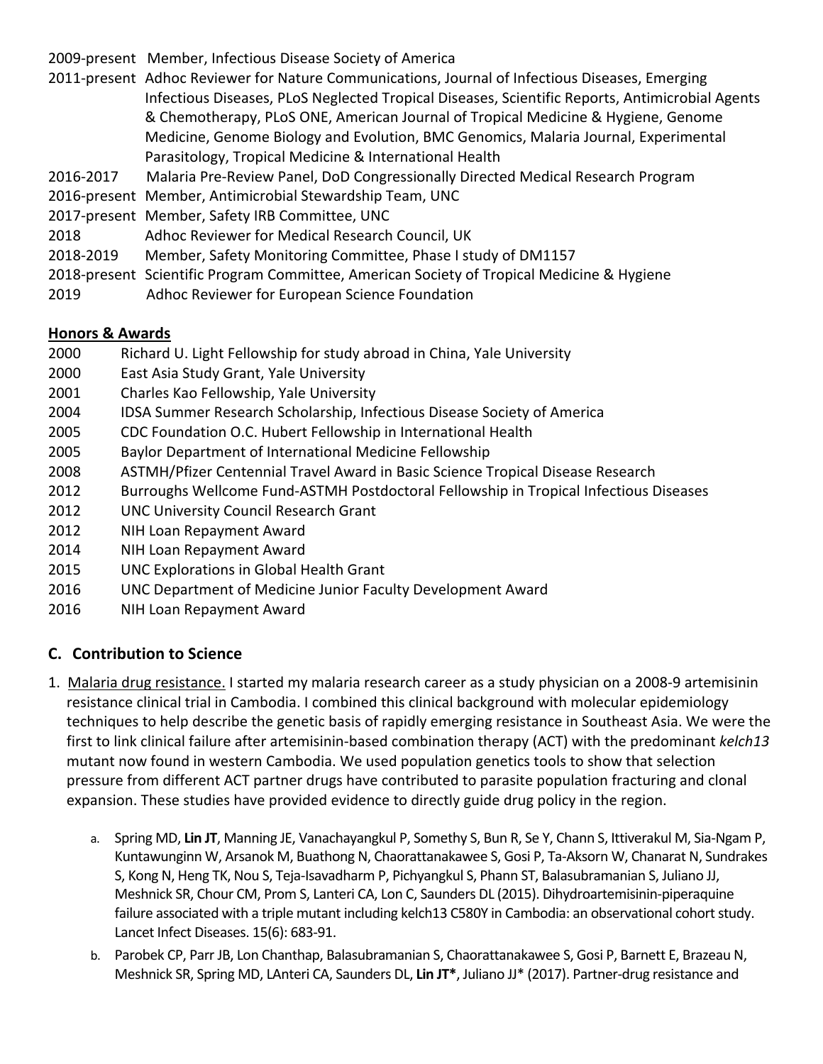2009-present  Member, Infectious Disease Society of America

2011-present  Adhoc Reviewer for Nature Communications, Journal of Infectious Diseases, Emerging Infectious Diseases, PLoS Neglected Tropical Diseases, Scientific Reports, Antimicrobial Agents & Chemotherapy, PLoS ONE, American Journal of Tropical Medicine & Hygiene, Genome Medicine, Genome Biology and Evolution, BMC Genomics, Malaria Journal, Experimental Parasitology, Tropical Medicine & International Health

2016-2017  Malaria Pre-Review Panel, DoD Congressionally Directed Medical Research Program

2016-present  Member, Antimicrobial Stewardship Team, UNC

2017-present  Member, Safety IRB Committee, UNC

2018  Adhoc Reviewer for Medical Research Council, UK

2018-2019  Member, Safety Monitoring Committee, Phase I study of DM1157

2018-present  Scientific Program Committee, American Society of Tropical Medicine & Hygiene

2019  Adhoc Reviewer for European Science Foundation

**<u>Honors & Awards</u>**

2000  Richard U. Light Fellowship for study abroad in China, Yale University

2000  East Asia Study Grant, Yale University

2001  Charles Kao Fellowship, Yale University

2004  IDSA Summer Research Scholarship, Infectious Disease Society of America

2005  CDC Foundation O.C. Hubert Fellowship in International Health

2005  Baylor Department of International Medicine Fellowship

2008  ASTMH/Pfizer Centennial Travel Award in Basic Science Tropical Disease Research

2012  Burroughs Wellcome Fund-ASTMH Postdoctoral Fellowship in Tropical Infectious Diseases

2012  UNC University Council Research Grant

2012  NIH Loan Repayment Award

2014  NIH Loan Repayment Award

2015  UNC Explorations in Global Health Grant

2016  UNC Department of Medicine Junior Faculty Development Award

2016  NIH Loan Repayment Award

## C. Contribution to Science

1. <u>Malaria drug resistance.</u> I started my malaria research career as a study physician on a 2008-9 artemisinin resistance clinical trial in Cambodia. I combined this clinical background with molecular epidemiology techniques to help describe the genetic basis of rapidly emerging resistance in Southeast Asia. We were the first to link clinical failure after artemisinin-based combination therapy (ACT) with the predominant *kelch13* mutant now found in western Cambodia. We used population genetics tools to show that selection pressure from different ACT partner drugs have contributed to parasite population fracturing and clonal expansion. These studies have provided evidence to directly guide drug policy in the region.

   a. Spring MD, **Lin JT**, Manning JE, Vanachayangkul P, Somethy S, Bun R, Se Y, Chann S, Ittiverakul M, Sia-Ngam P, Kuntawunginn W, Arsanok M, Buathong N, Chaorattanakawee S, Gosi P, Ta-Aksorn W, Chanarat N, Sundrakes S, Kong N, Heng TK, Nou S, Teja-Isavadharm P, Pichyangkul S, Phann ST, Balasubramanian S, Juliano JJ, Meshnick SR, Chour CM, Prom S, Lanteri CA, Lon C, Saunders DL (2015). Dihydroartemisinin-piperaquine failure associated with a triple mutant including kelch13 C580Y in Cambodia: an observational cohort study. Lancet Infect Diseases. 15(6): 683-91.

   b. Parobek CP, Parr JB, Lon Chanthap, Balasubramanian S, Chaorattanakawee S, Gosi P, Barnett E, Brazeau N, Meshnick SR, Spring MD, LAnteri CA, Saunders DL, **Lin JT***, Juliano JJ* (2017). Partner-drug resistance and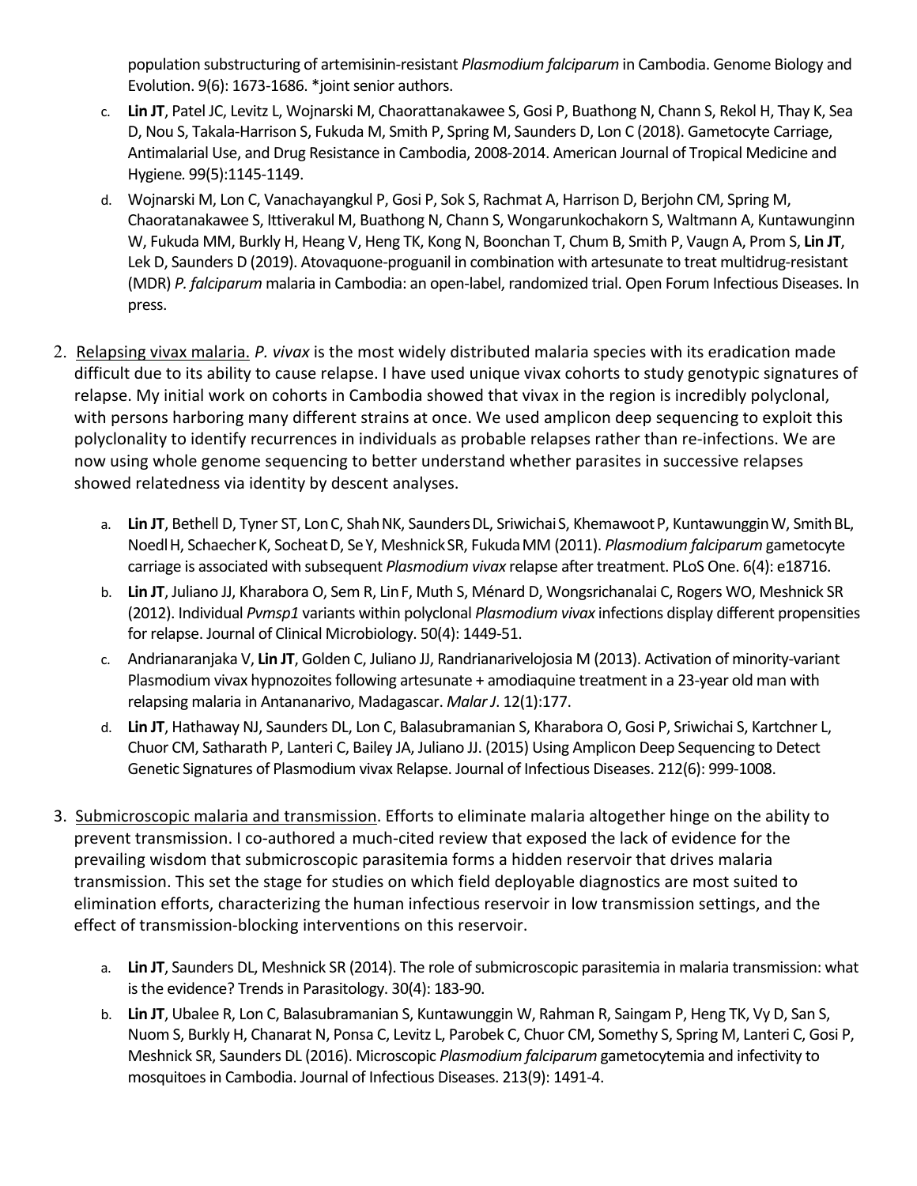population substructuring of artemisinin-resistant *Plasmodium falciparum* in Cambodia. Genome Biology and Evolution. 9(6): 1673-1686. *joint senior authors.

c. **Lin JT**, Patel JC, Levitz L, Wojnarski M, Chaorattanakawee S, Gosi P, Buathong N, Chann S, Rekol H, Thay K, Sea D, Nou S, Takala-Harrison S, Fukuda M, Smith P, Spring M, Saunders D, Lon C (2018). Gametocyte Carriage, Antimalarial Use, and Drug Resistance in Cambodia, 2008-2014. American Journal of Tropical Medicine and Hygiene. 99(5):1145-1149.

d. Wojnarski M, Lon C, Vanachayangkul P, Gosi P, Sok S, Rachmat A, Harrison D, Berjohn CM, Spring M, Chaoratanakawee S, Ittiverakul M, Buathong N, Chann S, Wongarunkochakorn S, Waltmann A, Kuntawunginn W, Fukuda MM, Burkly H, Heang V, Heng TK, Kong N, Boonchan T, Chum B, Smith P, Vaugn A, Prom S, **Lin JT**, Lek D, Saunders D (2019). Atovaquone-proguanil in combination with artesunate to treat multidrug-resistant (MDR) *P. falciparum* malaria in Cambodia: an open-label, randomized trial. Open Forum Infectious Diseases. In press.

2. Relapsing vivax malaria. *P. vivax* is the most widely distributed malaria species with its eradication made difficult due to its ability to cause relapse. I have used unique vivax cohorts to study genotypic signatures of relapse. My initial work on cohorts in Cambodia showed that vivax in the region is incredibly polyclonal, with persons harboring many different strains at once. We used amplicon deep sequencing to exploit this polyclonality to identify recurrences in individuals as probable relapses rather than re-infections. We are now using whole genome sequencing to better understand whether parasites in successive relapses showed relatedness via identity by descent analyses.

   a. **Lin JT**, Bethell D, Tyner ST, Lon C, Shah NK, Saunders DL, Sriwichai S, Khemawoot P, Kuntawunggin W, Smith BL, Noedl H, Schaecher K, Socheat D, Se Y, Meshnick SR, Fukuda MM (2011). *Plasmodium falciparum* gametocyte carriage is associated with subsequent *Plasmodium vivax* relapse after treatment. PLoS One. 6(4): e18716.

   b. **Lin JT**, Juliano JJ, Kharabora O, Sem R, Lin F, Muth S, Ménard D, Wongsrichanalai C, Rogers WO, Meshnick SR (2012). Individual *Pvmsp1* variants within polyclonal *Plasmodium vivax* infections display different propensities for relapse. Journal of Clinical Microbiology. 50(4): 1449-51.

   c. Andrianaranjaka V, **Lin JT**, Golden C, Juliano JJ, Randrianarivelojosia M (2013). Activation of minority-variant Plasmodium vivax hypnozoites following artesunate + amodiaquine treatment in a 23-year old man with relapsing malaria in Antananarivo, Madagascar. *Malar J*. 12(1):177.

   d. **Lin JT**, Hathaway NJ, Saunders DL, Lon C, Balasubramanian S, Kharabora O, Gosi P, Sriwichai S, Kartchner L, Chuor CM, Satharath P, Lanteri C, Bailey JA, Juliano JJ. (2015) Using Amplicon Deep Sequencing to Detect Genetic Signatures of Plasmodium vivax Relapse. Journal of Infectious Diseases. 212(6): 999-1008.

3. Submicroscopic malaria and transmission. Efforts to eliminate malaria altogether hinge on the ability to prevent transmission. I co-authored a much-cited review that exposed the lack of evidence for the prevailing wisdom that submicroscopic parasitemia forms a hidden reservoir that drives malaria transmission. This set the stage for studies on which field deployable diagnostics are most suited to elimination efforts, characterizing the human infectious reservoir in low transmission settings, and the effect of transmission-blocking interventions on this reservoir.

   a. **Lin JT**, Saunders DL, Meshnick SR (2014). The role of submicroscopic parasitemia in malaria transmission: what is the evidence? Trends in Parasitology. 30(4): 183-90.

   b. **Lin JT**, Ubalee R, Lon C, Balasubramanian S, Kuntawunggin W, Rahman R, Saingam P, Heng TK, Vy D, San S, Nuom S, Burkly H, Chanarat N, Ponsa C, Levitz L, Parobek C, Chuor CM, Somethy S, Spring M, Lanteri C, Gosi P, Meshnick SR, Saunders DL (2016). Microscopic *Plasmodium falciparum* gametocytemia and infectivity to mosquitoes in Cambodia. Journal of Infectious Diseases. 213(9): 1491-4.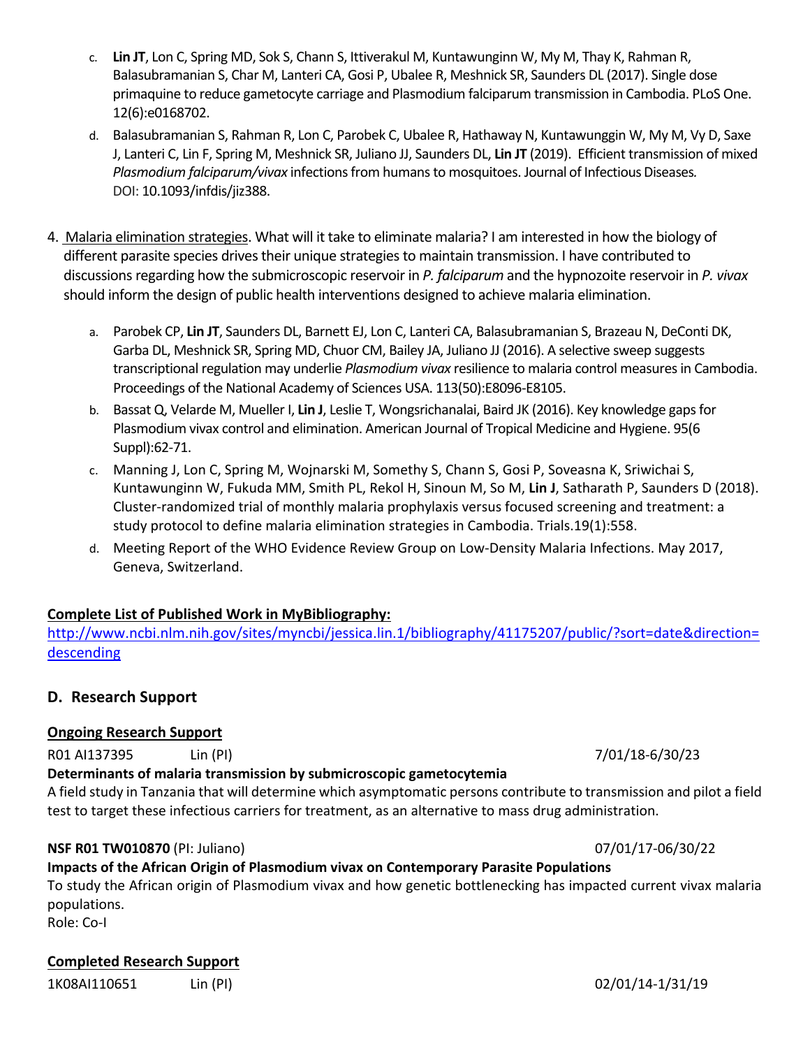c. **Lin JT**, Lon C, Spring MD, Sok S, Chann S, Ittiverakul M, Kuntawunginn W, My M, Thay K, Rahman R, Balasubramanian S, Char M, Lanteri CA, Gosi P, Ubalee R, Meshnick SR, Saunders DL (2017). Single dose primaquine to reduce gametocyte carriage and Plasmodium falciparum transmission in Cambodia. PLoS One. 12(6):e0168702.

d. Balasubramanian S, Rahman R, Lon C, Parobek C, Ubalee R, Hathaway N, Kuntawunggin W, My M, Vy D, Saxe J, Lanteri C, Lin F, Spring M, Meshnick SR, Juliano JJ, Saunders DL, **Lin JT** (2019). Efficient transmission of mixed *Plasmodium falciparum/vivax* infections from humans to mosquitoes. Journal of Infectious Diseases. DOI: 10.1093/infdis/jiz388.

4. Malaria elimination strategies. What will it take to eliminate malaria? I am interested in how the biology of different parasite species drives their unique strategies to maintain transmission. I have contributed to discussions regarding how the submicroscopic reservoir in *P. falciparum* and the hypnozoite reservoir in *P. vivax* should inform the design of public health interventions designed to achieve malaria elimination.

   a. Parobek CP, **Lin JT**, Saunders DL, Barnett EJ, Lon C, Lanteri CA, Balasubramanian S, Brazeau N, DeConti DK, Garba DL, Meshnick SR, Spring MD, Chuor CM, Bailey JA, Juliano JJ (2016). A selective sweep suggests transcriptional regulation may underlie *Plasmodium vivax* resilience to malaria control measures in Cambodia. Proceedings of the National Academy of Sciences USA. 113(50):E8096-E8105.

   b. Bassat Q, Velarde M, Mueller I, **Lin J**, Leslie T, Wongsrichanalai, Baird JK (2016). Key knowledge gaps for Plasmodium vivax control and elimination. American Journal of Tropical Medicine and Hygiene. 95(6 Suppl):62-71.

   c. Manning J, Lon C, Spring M, Wojnarski M, Somethy S, Chann S, Gosi P, Soveasna K, Sriwichai S, Kuntawunginn W, Fukuda MM, Smith PL, Rekol H, Sinoun M, So M, **Lin J**, Satharath P, Saunders D (2018). Cluster-randomized trial of monthly malaria prophylaxis versus focused screening and treatment: a study protocol to define malaria elimination strategies in Cambodia. Trials.19(1):558.

   d. Meeting Report of the WHO Evidence Review Group on Low-Density Malaria Infections. May 2017, Geneva, Switzerland.

**Complete List of Published Work in MyBibliography:**
http://www.ncbi.nlm.nih.gov/sites/myncbi/jessica.lin.1/bibliography/41175207/public/?sort=date&direction=descending

## D. Research Support

**Ongoing Research Support**

R01 AI137395 Lin (PI) 7/01/18-6/30/23
**Determinants of malaria transmission by submicroscopic gametocytemia**
A field study in Tanzania that will determine which asymptomatic persons contribute to transmission and pilot a field test to target these infectious carriers for treatment, as an alternative to mass drug administration.

**NSF R01 TW010870** (PI: Juliano) 07/01/17-06/30/22
**Impacts of the African Origin of Plasmodium vivax on Contemporary Parasite Populations**
To study the African origin of Plasmodium vivax and how genetic bottlenecking has impacted current vivax malaria populations.
Role: Co-I

**Completed Research Support**

1K08AI110651 Lin (PI) 02/01/14-1/31/19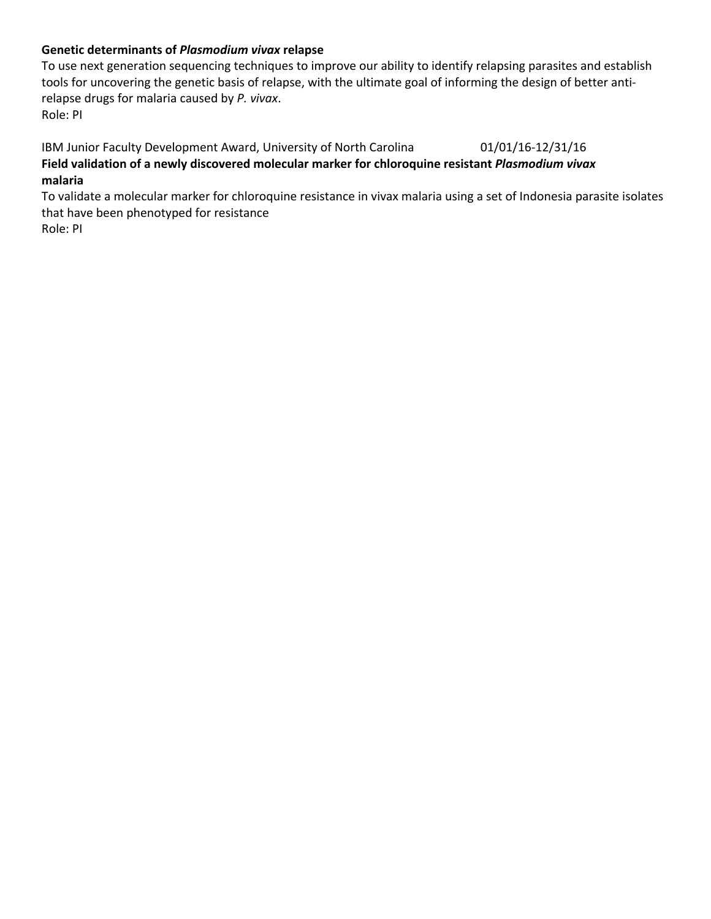**Genetic determinants of *Plasmodium vivax* relapse**
To use next generation sequencing techniques to improve our ability to identify relapsing parasites and establish tools for uncovering the genetic basis of relapse, with the ultimate goal of informing the design of better anti-relapse drugs for malaria caused by *P. vivax*.
Role: PI

IBM Junior Faculty Development Award, University of North Carolina 01/01/16-12/31/16
**Field validation of a newly discovered molecular marker for chloroquine resistant *Plasmodium vivax* malaria**
To validate a molecular marker for chloroquine resistance in vivax malaria using a set of Indonesia parasite isolates that have been phenotyped for resistance
Role: PI